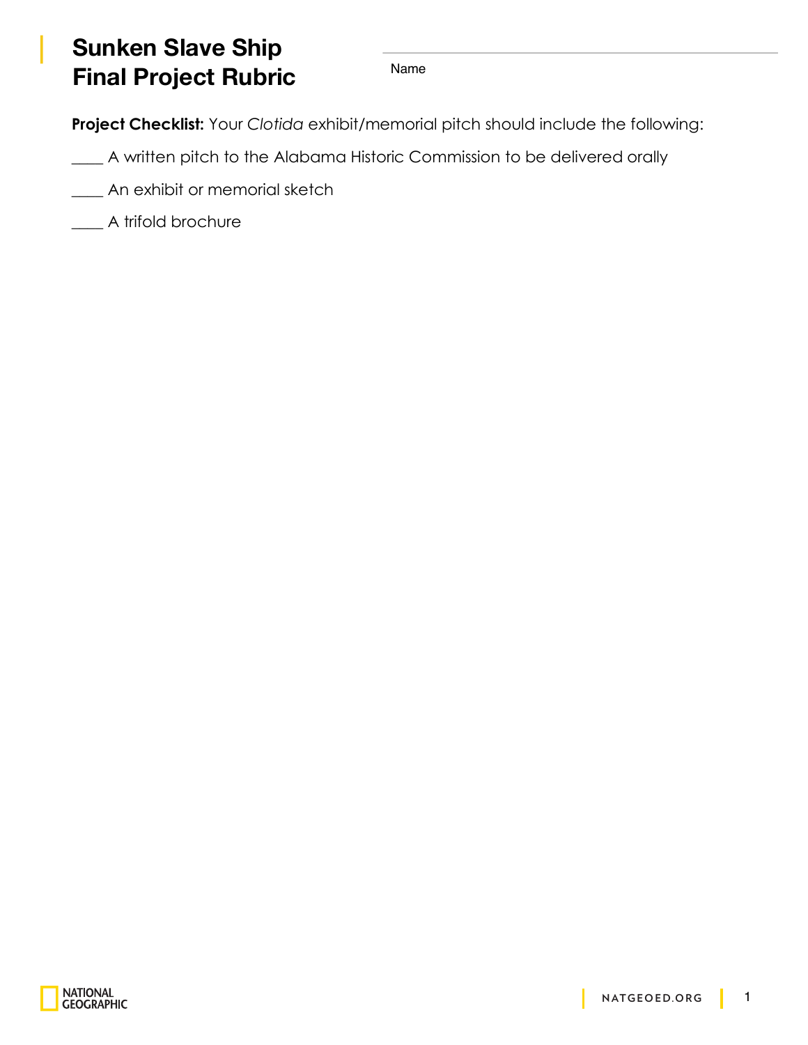# Sunken Slave Ship Final Project Rubric

Name ____________________

**Project Checklist:** Your *Clotida* exhibit/memorial pitch should include the following:

____ A written pitch to the Alabama Historic Commission to be delivered orally

____ An exhibit or memorial sketch

____ A trifold brochure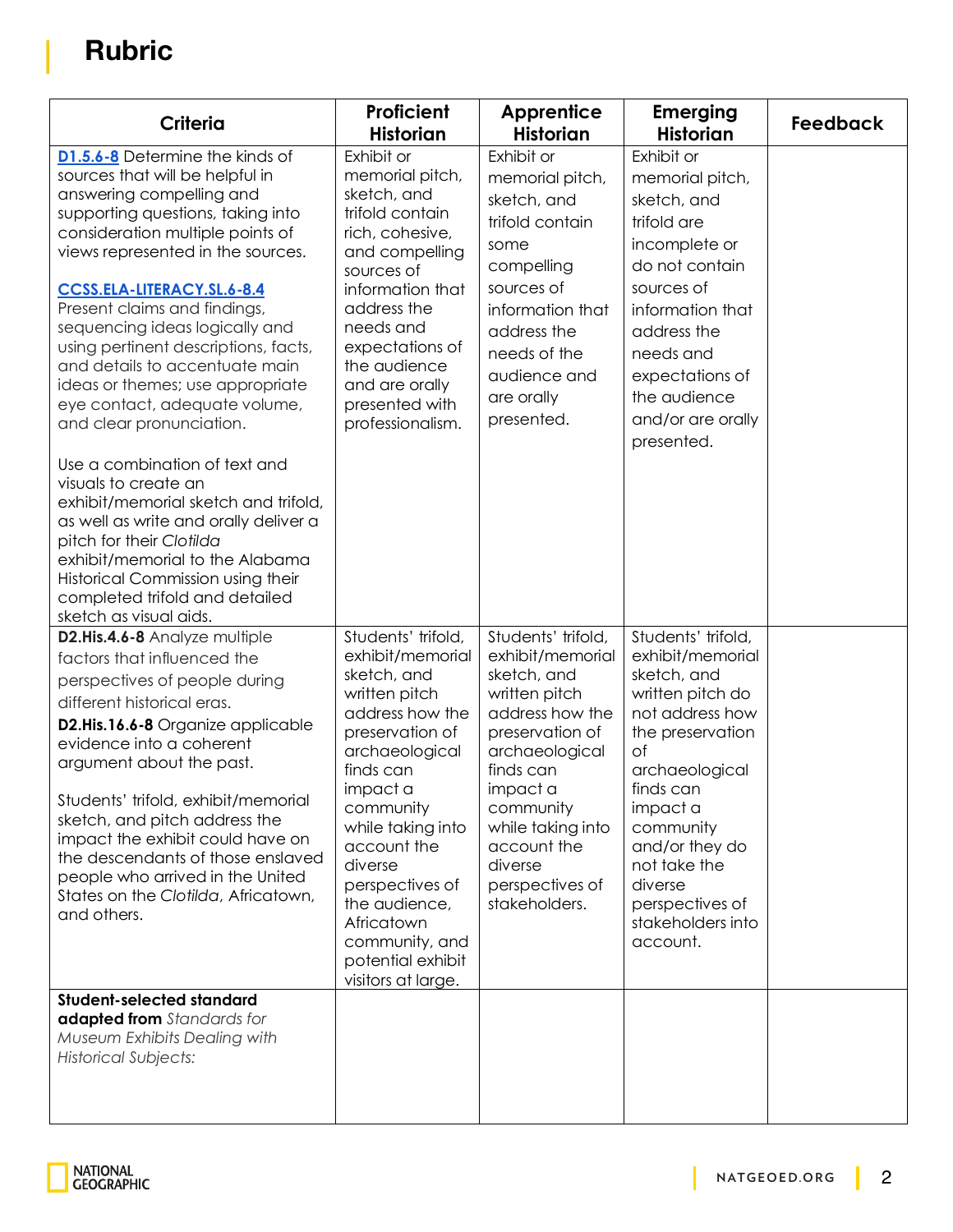# Rubric

| Criteria | Proficient Historian | Apprentice Historian | Emerging Historian | Feedback |
|---|---|---|---|---|
| **D1.5.6-8** Determine the kinds of sources that will be helpful in answering compelling and supporting questions, taking into consideration multiple points of views represented in the sources.<br><br>**CCSS.ELA-LITERACY.SL.6-8.4** Present claims and findings, sequencing ideas logically and using pertinent descriptions, facts, and details to accentuate main ideas or themes; use appropriate eye contact, adequate volume, and clear pronunciation.<br><br>Use a combination of text and visuals to create an exhibit/memorial sketch and trifold, as well as write and orally deliver a pitch for their *Clotilda* exhibit/memorial to the Alabama Historical Commission using their completed trifold and detailed sketch as visual aids. | Exhibit or memorial pitch, sketch, and trifold contain rich, cohesive, and compelling sources of information that address the needs and expectations of the audience and are orally presented with professionalism. | Exhibit or memorial pitch, sketch, and trifold contain some compelling sources of information that address the needs of the audience and are orally presented. | Exhibit or memorial pitch, sketch, and trifold are incomplete or do not contain sources of information that address the needs and expectations of the audience and/or are orally presented. | |
| **D2.His.4.6-8** Analyze multiple factors that influenced the perspectives of people during different historical eras.<br>**D2.His.16.6-8** Organize applicable evidence into a coherent argument about the past.<br><br>Students' trifold, exhibit/memorial sketch, and pitch address the impact the exhibit could have on the descendants of those enslaved people who arrived in the United States on the *Clotilda*, Africatown, and others. | Students' trifold, exhibit/memorial sketch, and written pitch address how the preservation of archaeological finds can impact a community while taking into account the diverse perspectives of the audience, Africatown community, and potential exhibit visitors at large. | Students' trifold, exhibit/memorial sketch, and written pitch address how the preservation of archaeological finds can impact a community while taking into account the diverse perspectives of stakeholders. | Students' trifold, exhibit/memorial sketch, and written pitch do not address how the preservation of archaeological finds can impact a community and/or they do not take the diverse perspectives of stakeholders into account. | |
| **Student-selected standard adapted from** *Standards for Museum Exhibits Dealing with Historical Subjects:* | | | | |